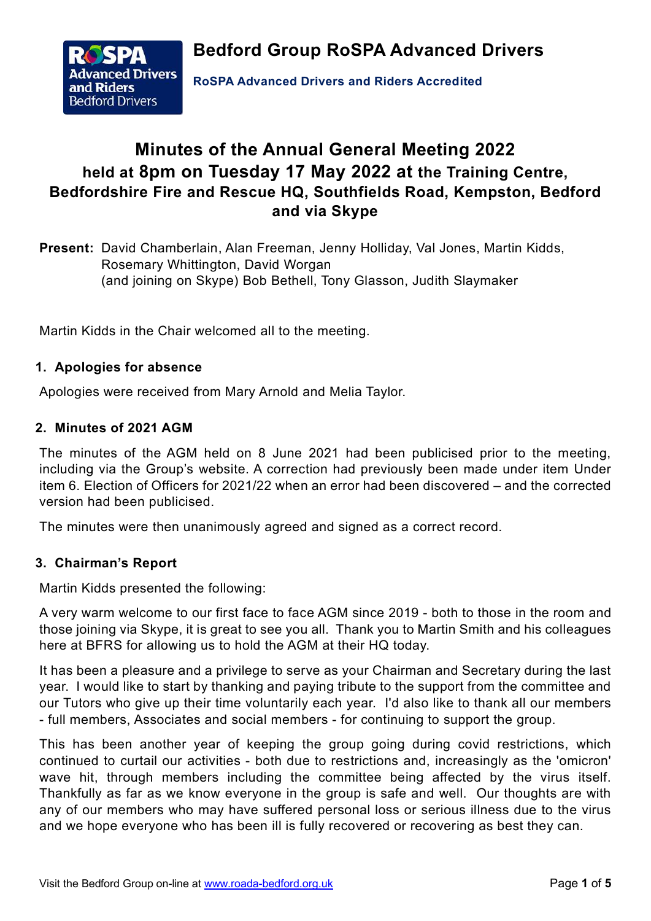**Bedford Group RoSPA Advanced Drivers**

**RoSPA Advanced Drivers and Riders Accredited**

# Minutes of the Annual General Meeting 2022
## held at 8pm on Tuesday 17 May 2022 at the Training Centre, Bedfordshire Fire and Rescue HQ, Southfields Road, Kempston, Bedford and via Skype

**Present:** David Chamberlain, Alan Freeman, Jenny Holliday, Val Jones, Martin Kidds, Rosemary Whittington, David Worgan
(and joining on Skype) Bob Bethell, Tony Glasson, Judith Slaymaker

Martin Kidds in the Chair welcomed all to the meeting.

### 1. Apologies for absence

Apologies were received from Mary Arnold and Melia Taylor.

### 2. Minutes of 2021 AGM

The minutes of the AGM held on 8 June 2021 had been publicised prior to the meeting, including via the Group's website. A correction had previously been made under item Under item 6. Election of Officers for 2021/22 when an error had been discovered – and the corrected version had been publicised.

The minutes were then unanimously agreed and signed as a correct record.

### 3. Chairman's Report

Martin Kidds presented the following:

A very warm welcome to our first face to face AGM since 2019 - both to those in the room and those joining via Skype, it is great to see you all. Thank you to Martin Smith and his colleagues here at BFRS for allowing us to hold the AGM at their HQ today.

It has been a pleasure and a privilege to serve as your Chairman and Secretary during the last year. I would like to start by thanking and paying tribute to the support from the committee and our Tutors who give up their time voluntarily each year. I'd also like to thank all our members - full members, Associates and social members - for continuing to support the group.

This has been another year of keeping the group going during covid restrictions, which continued to curtail our activities - both due to restrictions and, increasingly as the 'omicron' wave hit, through members including the committee being affected by the virus itself. Thankfully as far as we know everyone in the group is safe and well. Our thoughts are with any of our members who may have suffered personal loss or serious illness due to the virus and we hope everyone who has been ill is fully recovered or recovering as best they can.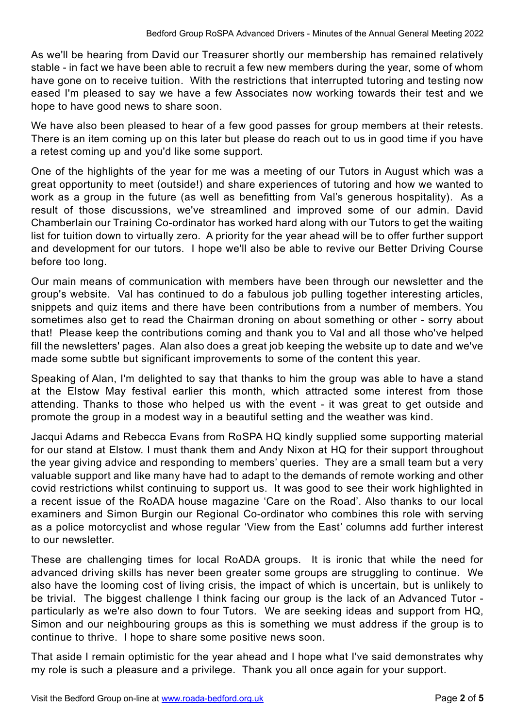As we'll be hearing from David our Treasurer shortly our membership has remained relatively stable - in fact we have been able to recruit a few new members during the year, some of whom have gone on to receive tuition. With the restrictions that interrupted tutoring and testing now eased I'm pleased to say we have a few Associates now working towards their test and we hope to have good news to share soon.

We have also been pleased to hear of a few good passes for group members at their retests. There is an item coming up on this later but please do reach out to us in good time if you have a retest coming up and you'd like some support.

One of the highlights of the year for me was a meeting of our Tutors in August which was a great opportunity to meet (outside!) and share experiences of tutoring and how we wanted to work as a group in the future (as well as benefitting from Val's generous hospitality). As a result of those discussions, we've streamlined and improved some of our admin. David Chamberlain our Training Co-ordinator has worked hard along with our Tutors to get the waiting list for tuition down to virtually zero. A priority for the year ahead will be to offer further support and development for our tutors. I hope we'll also be able to revive our Better Driving Course before too long.

Our main means of communication with members have been through our newsletter and the group's website. Val has continued to do a fabulous job pulling together interesting articles, snippets and quiz items and there have been contributions from a number of members. You sometimes also get to read the Chairman droning on about something or other - sorry about that! Please keep the contributions coming and thank you to Val and all those who've helped fill the newsletters' pages. Alan also does a great job keeping the website up to date and we've made some subtle but significant improvements to some of the content this year.

Speaking of Alan, I'm delighted to say that thanks to him the group was able to have a stand at the Elstow May festival earlier this month, which attracted some interest from those attending. Thanks to those who helped us with the event - it was great to get outside and promote the group in a modest way in a beautiful setting and the weather was kind.

Jacqui Adams and Rebecca Evans from RoSPA HQ kindly supplied some supporting material for our stand at Elstow. I must thank them and Andy Nixon at HQ for their support throughout the year giving advice and responding to members' queries. They are a small team but a very valuable support and like many have had to adapt to the demands of remote working and other covid restrictions whilst continuing to support us. It was good to see their work highlighted in a recent issue of the RoADA house magazine 'Care on the Road'. Also thanks to our local examiners and Simon Burgin our Regional Co-ordinator who combines this role with serving as a police motorcyclist and whose regular 'View from the East' columns add further interest to our newsletter.

These are challenging times for local RoADA groups. It is ironic that while the need for advanced driving skills has never been greater some groups are struggling to continue. We also have the looming cost of living crisis, the impact of which is uncertain, but is unlikely to be trivial. The biggest challenge I think facing our group is the lack of an Advanced Tutor - particularly as we're also down to four Tutors. We are seeking ideas and support from HQ, Simon and our neighbouring groups as this is something we must address if the group is to continue to thrive. I hope to share some positive news soon.

That aside I remain optimistic for the year ahead and I hope what I've said demonstrates why my role is such a pleasure and a privilege. Thank you all once again for your support.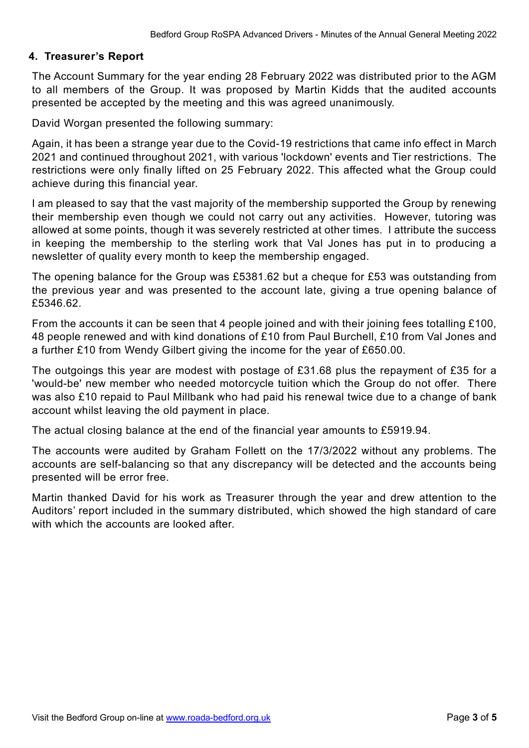## 4. Treasurer's Report

The Account Summary for the year ending 28 February 2022 was distributed prior to the AGM to all members of the Group. It was proposed by Martin Kidds that the audited accounts presented be accepted by the meeting and this was agreed unanimously.

David Worgan presented the following summary:

Again, it has been a strange year due to the Covid-19 restrictions that came info effect in March 2021 and continued throughout 2021, with various 'lockdown' events and Tier restrictions. The restrictions were only finally lifted on 25 February 2022. This affected what the Group could achieve during this financial year.

I am pleased to say that the vast majority of the membership supported the Group by renewing their membership even though we could not carry out any activities. However, tutoring was allowed at some points, though it was severely restricted at other times. I attribute the success in keeping the membership to the sterling work that Val Jones has put in to producing a newsletter of quality every month to keep the membership engaged.

The opening balance for the Group was £5381.62 but a cheque for £53 was outstanding from the previous year and was presented to the account late, giving a true opening balance of £5346.62.

From the accounts it can be seen that 4 people joined and with their joining fees totalling £100, 48 people renewed and with kind donations of £10 from Paul Burchell, £10 from Val Jones and a further £10 from Wendy Gilbert giving the income for the year of £650.00.

The outgoings this year are modest with postage of £31.68 plus the repayment of £35 for a 'would-be' new member who needed motorcycle tuition which the Group do not offer. There was also £10 repaid to Paul Millbank who had paid his renewal twice due to a change of bank account whilst leaving the old payment in place.

The actual closing balance at the end of the financial year amounts to £5919.94.

The accounts were audited by Graham Follett on the 17/3/2022 without any problems. The accounts are self-balancing so that any discrepancy will be detected and the accounts being presented will be error free.

Martin thanked David for his work as Treasurer through the year and drew attention to the Auditors' report included in the summary distributed, which showed the high standard of care with which the accounts are looked after.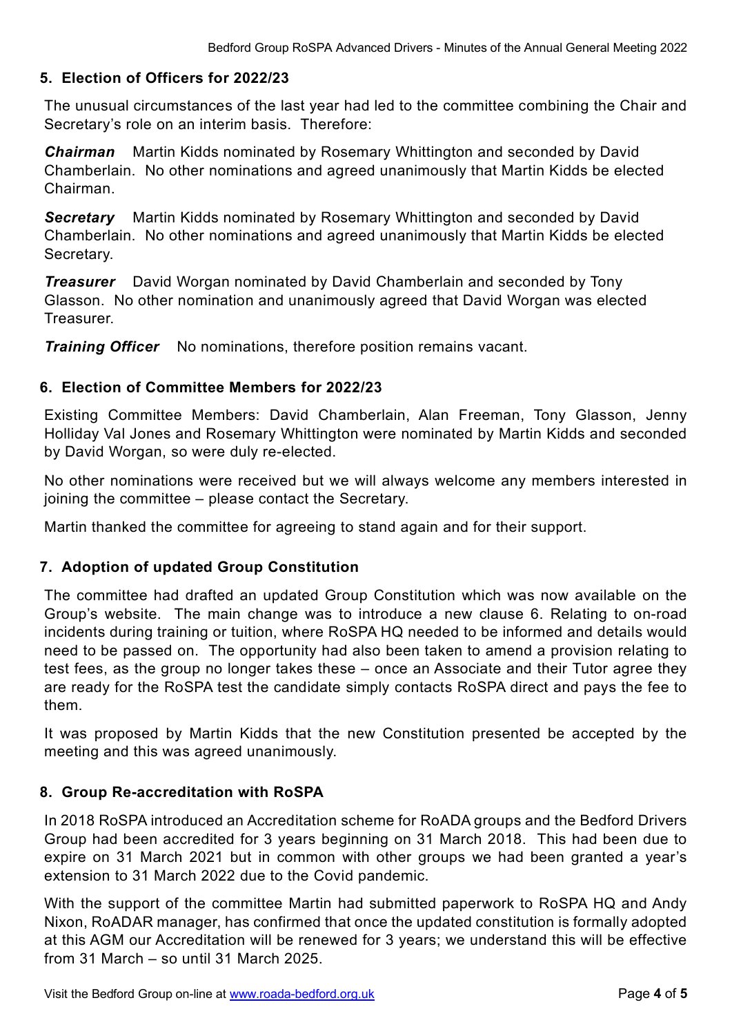## 5. Election of Officers for 2022/23

The unusual circumstances of the last year had led to the committee combining the Chair and Secretary's role on an interim basis. Therefore:

***Chairman*** Martin Kidds nominated by Rosemary Whittington and seconded by David Chamberlain. No other nominations and agreed unanimously that Martin Kidds be elected Chairman.

***Secretary*** Martin Kidds nominated by Rosemary Whittington and seconded by David Chamberlain. No other nominations and agreed unanimously that Martin Kidds be elected Secretary.

***Treasurer*** David Worgan nominated by David Chamberlain and seconded by Tony Glasson. No other nomination and unanimously agreed that David Worgan was elected Treasurer.

***Training Officer*** No nominations, therefore position remains vacant.

## 6. Election of Committee Members for 2022/23

Existing Committee Members: David Chamberlain, Alan Freeman, Tony Glasson, Jenny Holliday Val Jones and Rosemary Whittington were nominated by Martin Kidds and seconded by David Worgan, so were duly re-elected.

No other nominations were received but we will always welcome any members interested in joining the committee – please contact the Secretary.

Martin thanked the committee for agreeing to stand again and for their support.

## 7. Adoption of updated Group Constitution

The committee had drafted an updated Group Constitution which was now available on the Group's website. The main change was to introduce a new clause 6. Relating to on-road incidents during training or tuition, where RoSPA HQ needed to be informed and details would need to be passed on. The opportunity had also been taken to amend a provision relating to test fees, as the group no longer takes these – once an Associate and their Tutor agree they are ready for the RoSPA test the candidate simply contacts RoSPA direct and pays the fee to them.

It was proposed by Martin Kidds that the new Constitution presented be accepted by the meeting and this was agreed unanimously.

## 8. Group Re-accreditation with RoSPA

In 2018 RoSPA introduced an Accreditation scheme for RoADA groups and the Bedford Drivers Group had been accredited for 3 years beginning on 31 March 2018. This had been due to expire on 31 March 2021 but in common with other groups we had been granted a year's extension to 31 March 2022 due to the Covid pandemic.

With the support of the committee Martin had submitted paperwork to RoSPA HQ and Andy Nixon, RoADAR manager, has confirmed that once the updated constitution is formally adopted at this AGM our Accreditation will be renewed for 3 years; we understand this will be effective from 31 March – so until 31 March 2025.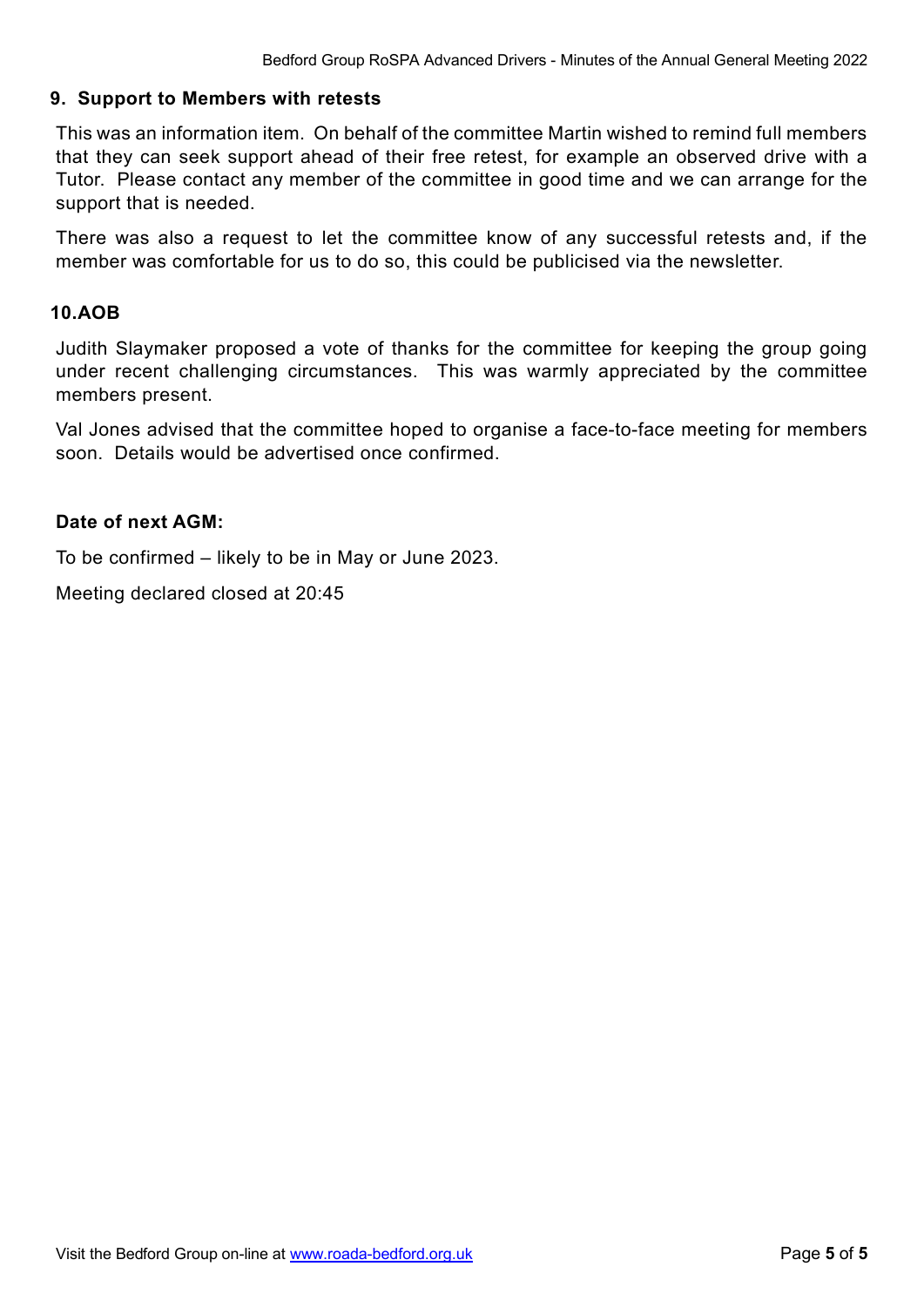## 9. Support to Members with retests

This was an information item. On behalf of the committee Martin wished to remind full members that they can seek support ahead of their free retest, for example an observed drive with a Tutor. Please contact any member of the committee in good time and we can arrange for the support that is needed.

There was also a request to let the committee know of any successful retests and, if the member was comfortable for us to do so, this could be publicised via the newsletter.

## 10. AOB

Judith Slaymaker proposed a vote of thanks for the committee for keeping the group going under recent challenging circumstances. This was warmly appreciated by the committee members present.

Val Jones advised that the committee hoped to organise a face-to-face meeting for members soon. Details would be advertised once confirmed.

**Date of next AGM:**

To be confirmed – likely to be in May or June 2023.

Meeting declared closed at 20:45